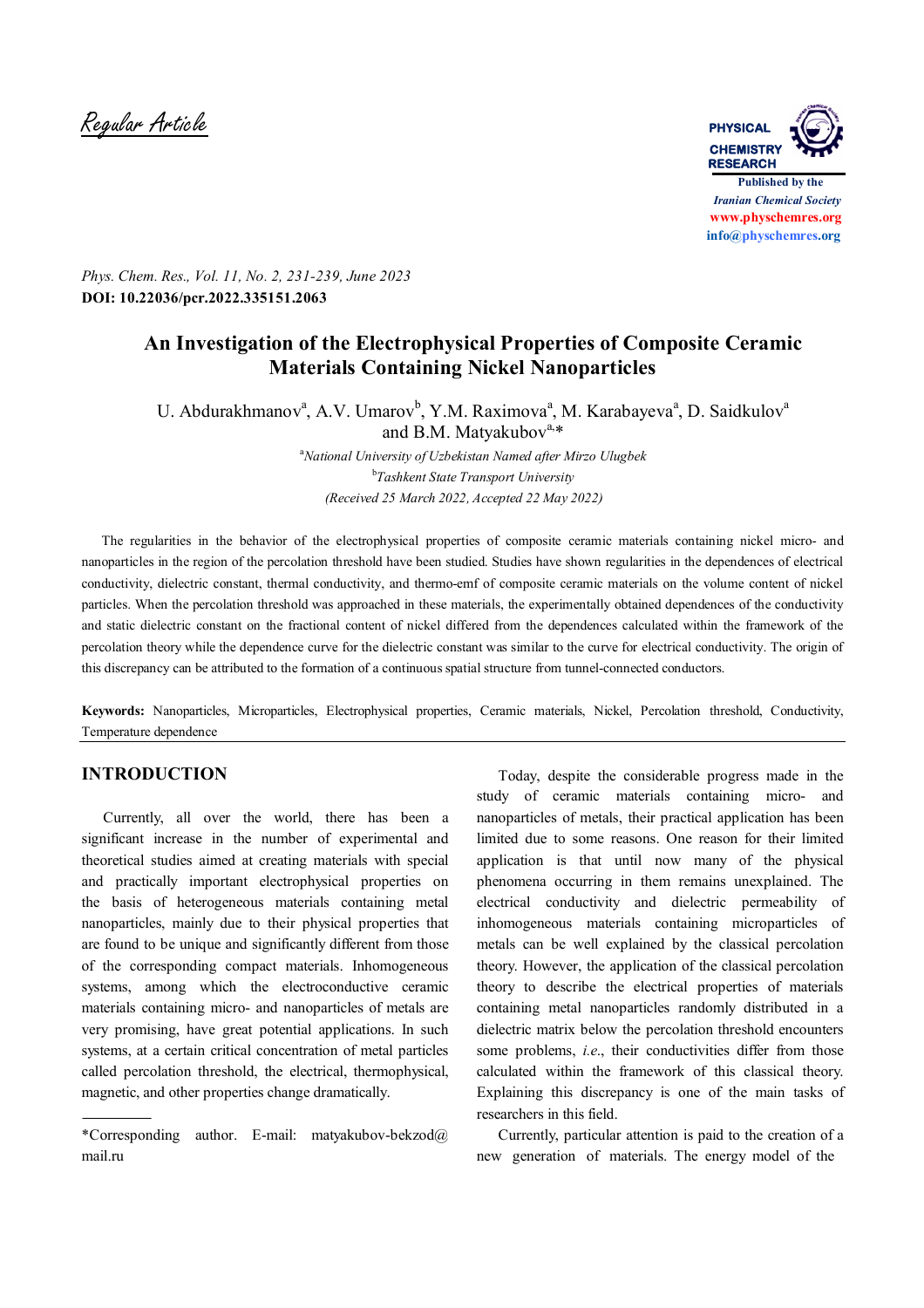*Regular Article*

**PHYSICAL CHEMISTRY RESEARCH**

**Published by the** ***Iranian Chemical Society***
**www.physchemres.org**
**info@physchemres.org**

*Phys. Chem. Res., Vol. 11, No. 2, 231-239, June 2023*
**DOI: 10.22036/pcr.2022.335151.2063**

# An Investigation of the Electrophysical Properties of Composite Ceramic Materials Containing Nickel Nanoparticles

U. Abdurakhmanov[a], A.V. Umarov[b], Y.M. Raximova[a], M. Karabayeva[a], D. Saidkulov[a] and B.M. Matyakubov[a,*]

[a]*National University of Uzbekistan Named after Mirzo Ulugbek*
[b]*Tashkent State Transport University*
*(Received 25 March 2022, Accepted 22 May 2022)*

The regularities in the behavior of the electrophysical properties of composite ceramic materials containing nickel micro- and nanoparticles in the region of the percolation threshold have been studied. Studies have shown regularities in the dependences of electrical conductivity, dielectric constant, thermal conductivity, and thermo-emf of composite ceramic materials on the volume content of nickel particles. When the percolation threshold was approached in these materials, the experimentally obtained dependences of the conductivity and static dielectric constant on the fractional content of nickel differed from the dependences calculated within the framework of the percolation theory while the dependence curve for the dielectric constant was similar to the curve for electrical conductivity. The origin of this discrepancy can be attributed to the formation of a continuous spatial structure from tunnel-connected conductors.

**Keywords:** Nanoparticles, Microparticles, Electrophysical properties, Ceramic materials, Nickel, Percolation threshold, Conductivity, Temperature dependence

## INTRODUCTION

Currently, all over the world, there has been a significant increase in the number of experimental and theoretical studies aimed at creating materials with special and practically important electrophysical properties on the basis of heterogeneous materials containing metal nanoparticles, mainly due to their physical properties that are found to be unique and significantly different from those of the corresponding compact materials. Inhomogeneous systems, among which the electroconductive ceramic materials containing micro- and nanoparticles of metals are very promising, have great potential applications. In such systems, at a certain critical concentration of metal particles called percolation threshold, the electrical, thermophysical, magnetic, and other properties change dramatically.

Today, despite the considerable progress made in the study of ceramic materials containing micro- and nanoparticles of metals, their practical application has been limited due to some reasons. One reason for their limited application is that until now many of the physical phenomena occurring in them remains unexplained. The electrical conductivity and dielectric permeability of inhomogeneous materials containing microparticles of metals can be well explained by the classical percolation theory. However, the application of the classical percolation theory to describe the electrical properties of materials containing metal nanoparticles randomly distributed in a dielectric matrix below the percolation threshold encounters some problems, *i.e.*, their conductivities differ from those calculated within the framework of this classical theory. Explaining this discrepancy is one of the main tasks of researchers in this field.

Currently, particular attention is paid to the creation of a new generation of materials. The energy model of the

*Corresponding author. E-mail: matyakubov-bekzod@mail.ru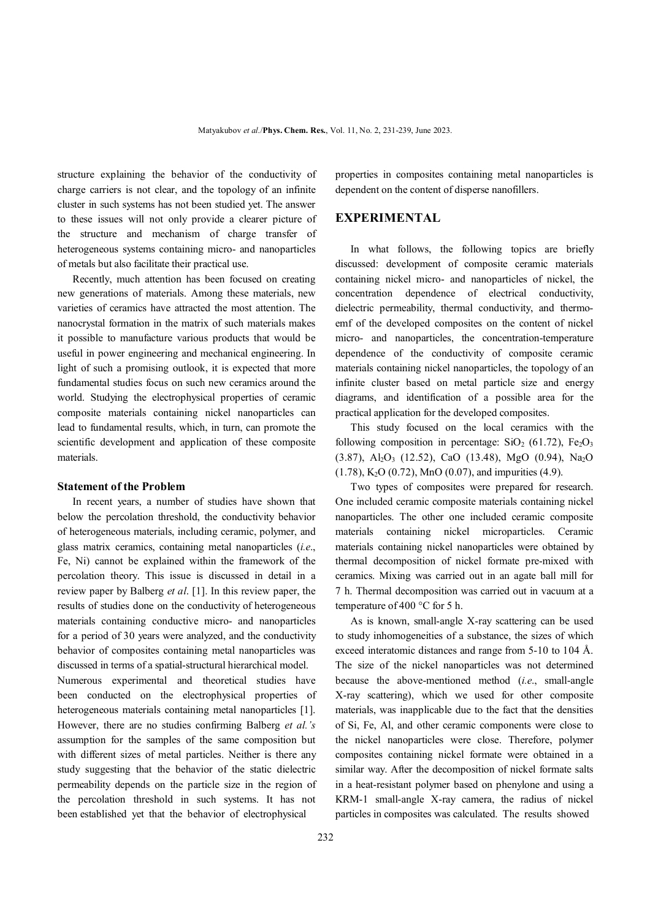structure explaining the behavior of the conductivity of charge carriers is not clear, and the topology of an infinite cluster in such systems has not been studied yet. The answer to these issues will not only provide a clearer picture of the structure and mechanism of charge transfer of heterogeneous systems containing micro- and nanoparticles of metals but also facilitate their practical use.

Recently, much attention has been focused on creating new generations of materials. Among these materials, new varieties of ceramics have attracted the most attention. The nanocrystal formation in the matrix of such materials makes it possible to manufacture various products that would be useful in power engineering and mechanical engineering. In light of such a promising outlook, it is expected that more fundamental studies focus on such new ceramics around the world. Studying the electrophysical properties of ceramic composite materials containing nickel nanoparticles can lead to fundamental results, which, in turn, can promote the scientific development and application of these composite materials.

### Statement of the Problem

In recent years, a number of studies have shown that below the percolation threshold, the conductivity behavior of heterogeneous materials, including ceramic, polymer, and glass matrix ceramics, containing metal nanoparticles (*i.e.*, Fe, Ni) cannot be explained within the framework of the percolation theory. This issue is discussed in detail in a review paper by Balberg *et al*. [1]. In this review paper, the results of studies done on the conductivity of heterogeneous materials containing conductive micro- and nanoparticles for a period of 30 years were analyzed, and the conductivity behavior of composites containing metal nanoparticles was discussed in terms of a spatial-structural hierarchical model.

Numerous experimental and theoretical studies have been conducted on the electrophysical properties of heterogeneous materials containing metal nanoparticles [1]. However, there are no studies confirming Balberg *et al.'s* assumption for the samples of the same composition but with different sizes of metal particles. Neither is there any study suggesting that the behavior of the static dielectric permeability depends on the particle size in the region of the percolation threshold in such systems. It has not been established yet that the behavior of electrophysical properties in composites containing metal nanoparticles is dependent on the content of disperse nanofillers.

## EXPERIMENTAL

In what follows, the following topics are briefly discussed: development of composite ceramic materials containing nickel micro- and nanoparticles of nickel, the concentration dependence of electrical conductivity, dielectric permeability, thermal conductivity, and thermo-emf of the developed composites on the content of nickel micro- and nanoparticles, the concentration-temperature dependence of the conductivity of composite ceramic materials containing nickel nanoparticles, the topology of an infinite cluster based on metal particle size and energy diagrams, and identification of a possible area for the practical application for the developed composites.

This study focused on the local ceramics with the following composition in percentage: $SiO_2$ (61.72), $Fe_2O_3$ (3.87), $Al_2O_3$ (12.52), CaO (13.48), MgO (0.94), $Na_2O$ (1.78), $K_2O$ (0.72), MnO (0.07), and impurities (4.9).

Two types of composites were prepared for research. One included ceramic composite materials containing nickel nanoparticles. The other one included ceramic composite materials containing nickel microparticles. Ceramic materials containing nickel nanoparticles were obtained by thermal decomposition of nickel formate pre-mixed with ceramics. Mixing was carried out in an agate ball mill for 7 h. Thermal decomposition was carried out in vacuum at a temperature of 400 °C for 5 h.

As is known, small-angle X-ray scattering can be used to study inhomogeneities of a substance, the sizes of which exceed interatomic distances and range from 5-10 to $10^4$ Å. The size of the nickel nanoparticles was not determined because the above-mentioned method (*i.e.*, small-angle X-ray scattering), which we used for other composite materials, was inapplicable due to the fact that the densities of Si, Fe, Al, and other ceramic components were close to the nickel nanoparticles were close. Therefore, polymer composites containing nickel formate were obtained in a similar way. After the decomposition of nickel formate salts in a heat-resistant polymer based on phenylone and using a KRM-1 small-angle X-ray camera, the radius of nickel particles in composites was calculated. The results showed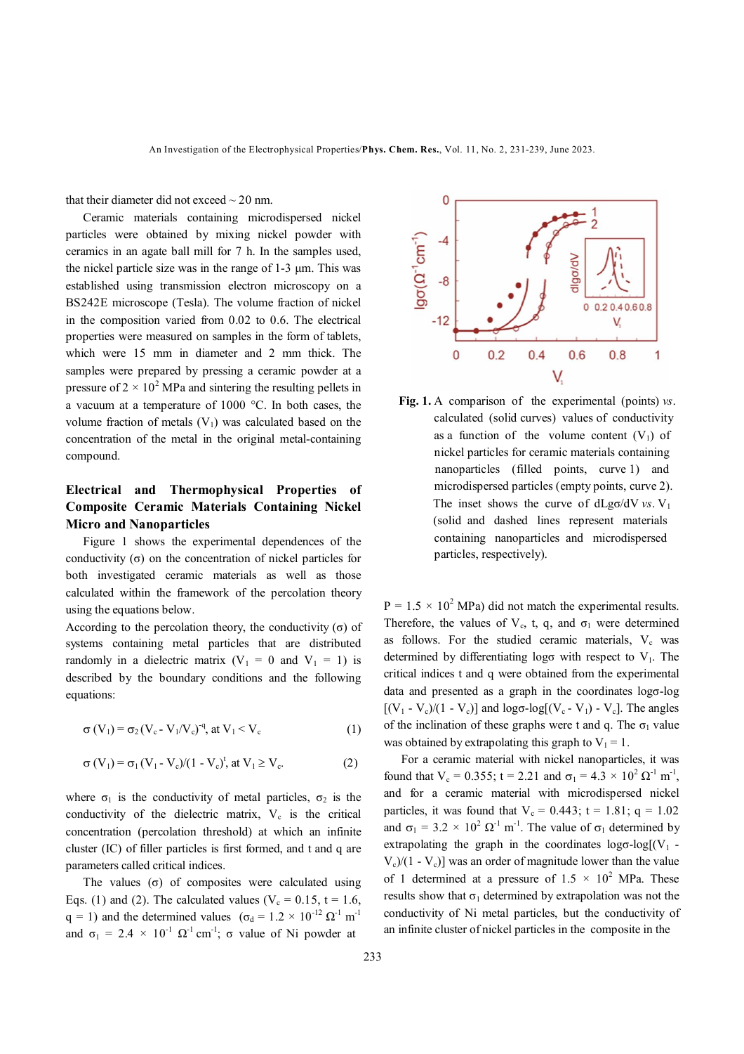that their diameter did not exceed ~ 20 nm.

Ceramic materials containing microdispersed nickel particles were obtained by mixing nickel powder with ceramics in an agate ball mill for 7 h. In the samples used, the nickel particle size was in the range of 1-3 μm. This was established using transmission electron microscopy on a BS242E microscope (Tesla). The volume fraction of nickel in the composition varied from 0.02 to 0.6. The electrical properties were measured on samples in the form of tablets, which were 15 mm in diameter and 2 mm thick. The samples were prepared by pressing a ceramic powder at a pressure of $2 \times 10^2$ MPa and sintering the resulting pellets in a vacuum at a temperature of 1000 °C. In both cases, the volume fraction of metals ($V_1$) was calculated based on the concentration of the metal in the original metal-containing compound.

## Electrical and Thermophysical Properties of Composite Ceramic Materials Containing Nickel Micro and Nanoparticles

Figure 1 shows the experimental dependences of the conductivity (σ) on the concentration of nickel particles for both investigated ceramic materials as well as those calculated within the framework of the percolation theory using the equations below.

According to the percolation theory, the conductivity (σ) of systems containing metal particles that are distributed randomly in a dielectric matrix ($V_1 = 0$ and $V_1 = 1$) is described by the boundary conditions and the following equations:

$$\sigma(V_1) = \sigma_2 (V_c - V_1/V_c)^{-q}, \text{ at } V_1 < V_c \quad (1)$$

$$\sigma(V_1) = \sigma_1 (V_1 - V_c)/(1 - V_c)^{t}, \text{ at } V_1 \geq V_c. \quad (2)$$

where $\sigma_1$ is the conductivity of metal particles, $\sigma_2$ is the conductivity of the dielectric matrix, $V_c$ is the critical concentration (percolation threshold) at which an infinite cluster (IC) of filler particles is first formed, and t and q are parameters called critical indices.

The values (σ) of composites were calculated using Eqs. (1) and (2). The calculated values ($V_c = 0.15$, $t = 1.6$, $q = 1$) and the determined values ($\sigma_d = 1.2 \times 10^{-12}$ $\Omega^{-1}$ $m^{-1}$ and $\sigma_1 = 2.4 \times 10^{-1}$ $\Omega^{-1}$ $cm^{-1}$; σ value of Ni powder at

Fig. 1. A comparison of the experimental (points) *vs.* calculated (solid curves) values of conductivity as a function of the volume content ($V_1$) of nickel particles for ceramic materials containing nanoparticles (filled points, curve 1) and microdispersed particles (empty points, curve 2). The inset shows the curve of $dLg\sigma/dV$ *vs.* $V_1$ (solid and dashed lines represent materials containing nanoparticles and microdispersed particles, respectively).

$P = 1.5 \times 10^2$ MPa) did not match the experimental results. Therefore, the values of $V_c$, t, q, and $\sigma_1$ were determined as follows. For the studied ceramic materials, $V_c$ was determined by differentiating logσ with respect to $V_1$. The critical indices t and q were obtained from the experimental data and presented as a graph in the coordinates logσ-log$[(V_1 - V_c)/(1 - V_c)]$ and logσ-log$[(V_c - V_1) - V_c]$. The angles of the inclination of these graphs were t and q. The $\sigma_1$ value was obtained by extrapolating this graph to $V_1 = 1$.

For a ceramic material with nickel nanoparticles, it was found that $V_c = 0.355$; $t = 2.21$ and $\sigma_1 = 4.3 \times 10^2$ $\Omega^{-1}$ $m^{-1}$, and for a ceramic material with microdispersed nickel particles, it was found that $V_c = 0.443$; $t = 1.81$; $q = 1.02$ and $\sigma_1 = 3.2 \times 10^2$ $\Omega^{-1}$ $m^{-1}$. The value of $\sigma_1$ determined by extrapolating the graph in the coordinates logσ-log$[(V_1 - V_c)/(1 - V_c)]$ was an order of magnitude lower than the value of 1 determined at a pressure of $1.5 \times 10^2$ MPa. These results show that $\sigma_1$ determined by extrapolation was not the conductivity of Ni metal particles, but the conductivity of an infinite cluster of nickel particles in the composite in the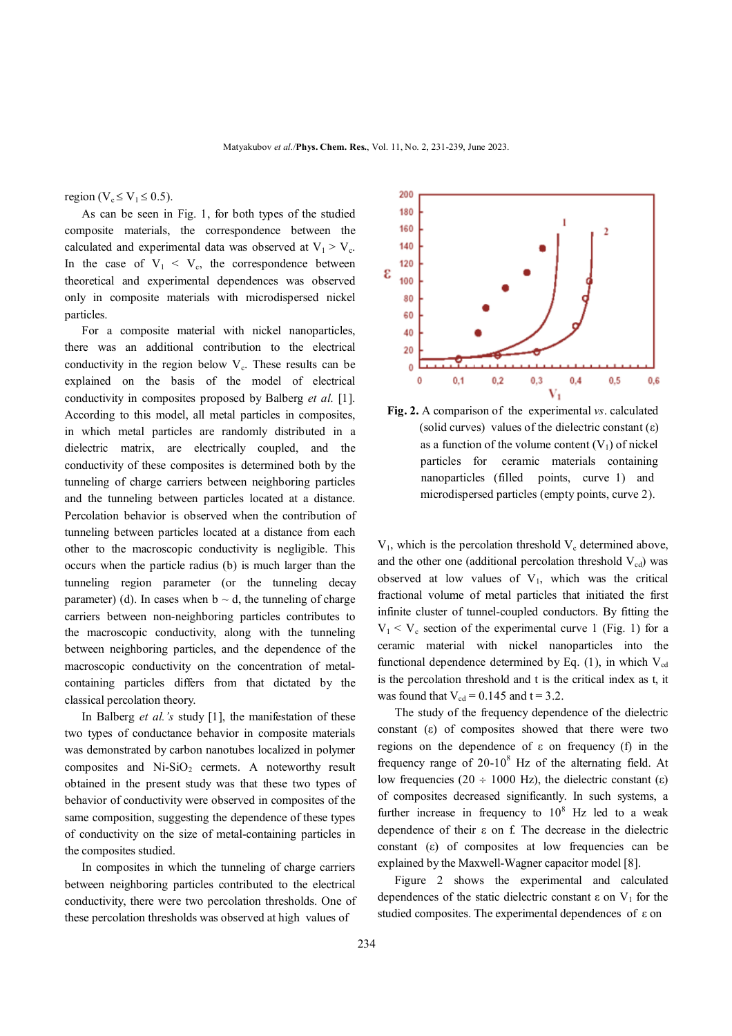region ($V_c \leq V_1 \leq 0.5$).

As can be seen in Fig. 1, for both types of the studied composite materials, the correspondence between the calculated and experimental data was observed at $V_1 > V_c$. In the case of $V_1 < V_c$, the correspondence between theoretical and experimental dependences was observed only in composite materials with microdispersed nickel particles.

For a composite material with nickel nanoparticles, there was an additional contribution to the electrical conductivity in the region below $V_c$. These results can be explained on the basis of the model of electrical conductivity in composites proposed by Balberg *et al.* [1]. According to this model, all metal particles in composites, in which metal particles are randomly distributed in a dielectric matrix, are electrically coupled, and the conductivity of these composites is determined both by the tunneling of charge carriers between neighboring particles and the tunneling between particles located at a distance. Percolation behavior is observed when the contribution of tunneling between particles located at a distance from each other to the macroscopic conductivity is negligible. This occurs when the particle radius (b) is much larger than the tunneling region parameter (or the tunneling decay parameter) (d). In cases when $b \sim d$, the tunneling of charge carriers between non-neighboring particles contributes to the macroscopic conductivity, along with the tunneling between neighboring particles, and the dependence of the macroscopic conductivity on the concentration of metal-containing particles differs from that dictated by the classical percolation theory.

In Balberg *et al.'s* study [1], the manifestation of these two types of conductance behavior in composite materials was demonstrated by carbon nanotubes localized in polymer composites and Ni-$SiO_2$ cermets. A noteworthy result obtained in the present study was that these two types of behavior of conductivity were observed in composites of the same composition, suggesting the dependence of these types of conductivity on the size of metal-containing particles in the composites studied.

In composites in which the tunneling of charge carriers between neighboring particles contributed to the electrical conductivity, there were two percolation thresholds. One of these percolation thresholds was observed at high values of $V_1$, which is the percolation threshold $V_c$ determined above, and the other one (additional percolation threshold $V_{cd}$) was observed at low values of $V_1$, which was the critical fractional volume of metal particles that initiated the first infinite cluster of tunnel-coupled conductors. By fitting the $V_1 < V_c$ section of the experimental curve 1 (Fig. 1) for a ceramic material with nickel nanoparticles into the functional dependence determined by Eq. (1), in which $V_{cd}$ is the percolation threshold and t is the critical index as t, it was found that $V_{cd} = 0.145$ and $t = 3.2$.

The study of the frequency dependence of the dielectric constant (ε) of composites showed that there were two regions on the dependence of ε on frequency (f) in the frequency range of 20-$10^8$ Hz of the alternating field. At low frequencies (20 ÷ 1000 Hz), the dielectric constant (ε) of composites decreased significantly. In such systems, a further increase in frequency to $10^8$ Hz led to a weak dependence of their ε on f. The decrease in the dielectric constant (ε) of composites at low frequencies can be explained by the Maxwell-Wagner capacitor model [8].

**Fig. 2.** A comparison of the experimental *vs*. calculated (solid curves) values of the dielectric constant (ε) as a function of the volume content ($V_1$) of nickel particles for ceramic materials containing nanoparticles (filled points, curve 1) and microdispersed particles (empty points, curve 2).

Figure 2 shows the experimental and calculated dependences of the static dielectric constant ε on $V_1$ for the studied composites. The experimental dependences of ε on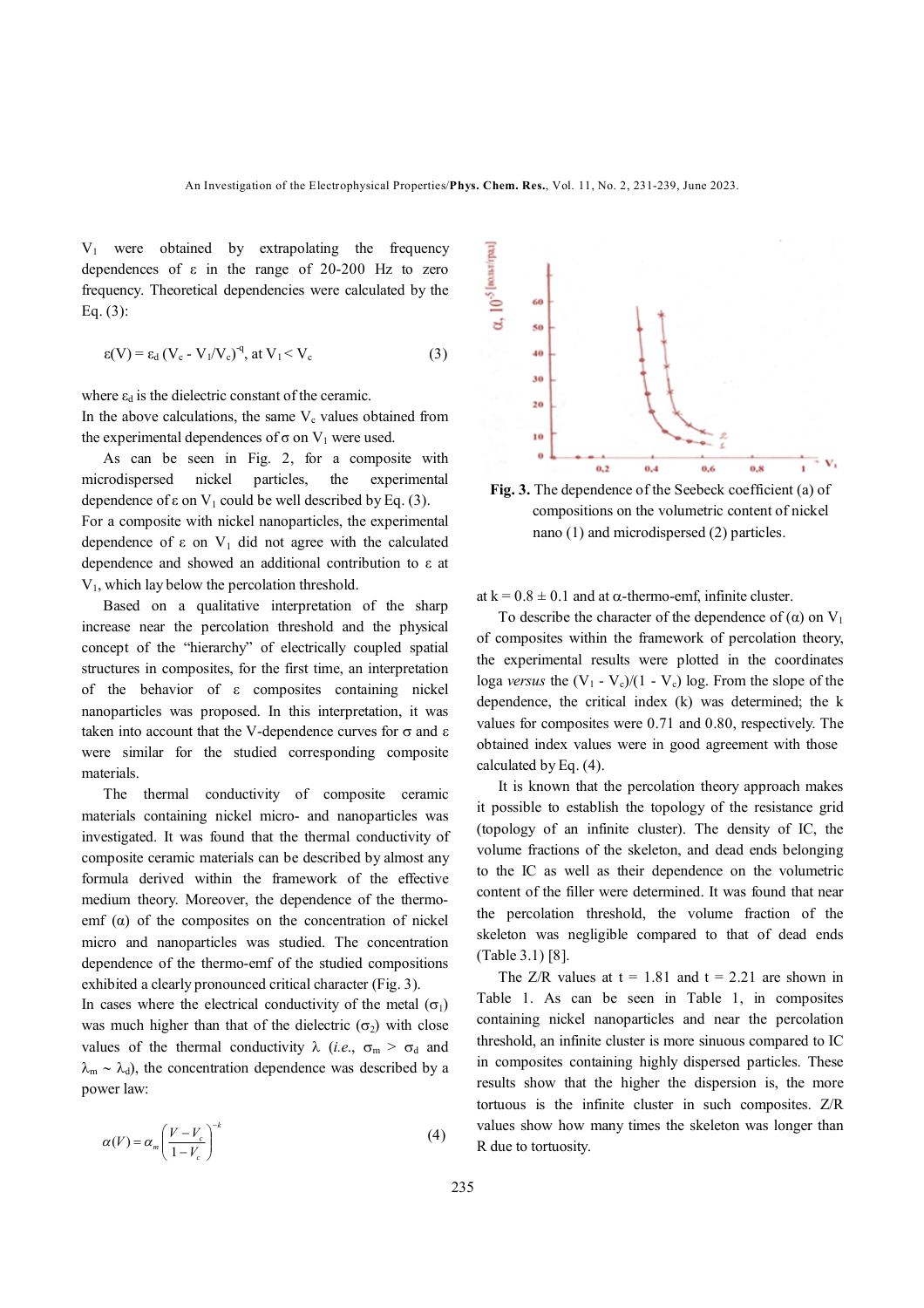$V_1$ were obtained by extrapolating the frequency dependences of ε in the range of 20-200 Hz to zero frequency. Theoretical dependencies were calculated by the Eq. (3):

$$\varepsilon(V) = \varepsilon_d (V_c - V_1/V_c)^{-q}, \text{ at } V_1 < V_c \quad (3)$$

where $\varepsilon_d$ is the dielectric constant of the ceramic.

In the above calculations, the same $V_c$ values obtained from the experimental dependences of σ on $V_1$ were used.

As can be seen in Fig. 2, for a composite with microdispersed nickel particles, the experimental dependence of ε on $V_1$ could be well described by Eq. (3). For a composite with nickel nanoparticles, the experimental dependence of ε on $V_1$ did not agree with the calculated dependence and showed an additional contribution to ε at $V_1$, which lay below the percolation threshold.

Based on a qualitative interpretation of the sharp increase near the percolation threshold and the physical concept of the "hierarchy" of electrically coupled spatial structures in composites, for the first time, an interpretation of the behavior of ε composites containing nickel nanoparticles was proposed. In this interpretation, it was taken into account that the V-dependence curves for σ and ε were similar for the studied corresponding composite materials.

The thermal conductivity of composite ceramic materials containing nickel micro- and nanoparticles was investigated. It was found that the thermal conductivity of composite ceramic materials can be described by almost any formula derived within the framework of the effective medium theory. Moreover, the dependence of the thermo-emf (α) of the composites on the concentration of nickel micro and nanoparticles was studied. The concentration dependence of the thermo-emf of the studied compositions exhibited a clearly pronounced critical character (Fig. 3).

In cases where the electrical conductivity of the metal ($\sigma_1$) was much higher than that of the dielectric ($\sigma_2$) with close values of the thermal conductivity λ (*i.e.*, $\sigma_m > \sigma_d$ and $\lambda_m \sim \lambda_d$), the concentration dependence was described by a power law:

$$\alpha(V) = \alpha_m \left(\frac{V - V_c}{1 - V_c}\right)^{-k} \quad (4)$$

Fig. 3. The dependence of the Seebeck coefficient (a) of compositions on the volumetric content of nickel nano (1) and microdispersed (2) particles.

at k = 0.8 ± 0.1 and at α-thermo-emf, infinite cluster.

To describe the character of the dependence of (α) on $V_1$ of composites within the framework of percolation theory, the experimental results were plotted in the coordinates logα *versus* the $(V_1 - V_c)/(1 - V_c)$ log. From the slope of the dependence, the critical index (k) was determined; the k values for composites were 0.71 and 0.80, respectively. The obtained index values were in good agreement with those calculated by Eq. (4).

It is known that the percolation theory approach makes it possible to establish the topology of the resistance grid (topology of an infinite cluster). The density of IC, the volume fractions of the skeleton, and dead ends belonging to the IC as well as their dependence on the volumetric content of the filler were determined. It was found that near the percolation threshold, the volume fraction of the skeleton was negligible compared to that of dead ends (Table 3.1) [8].

The Z/R values at t = 1.81 and t = 2.21 are shown in Table 1. As can be seen in Table 1, in composites containing nickel nanoparticles and near the percolation threshold, an infinite cluster is more sinuous compared to IC in composites containing highly dispersed particles. These results show that the higher the dispersion is, the more tortuous is the infinite cluster in such composites. Z/R values show how many times the skeleton was longer than R due to tortuosity.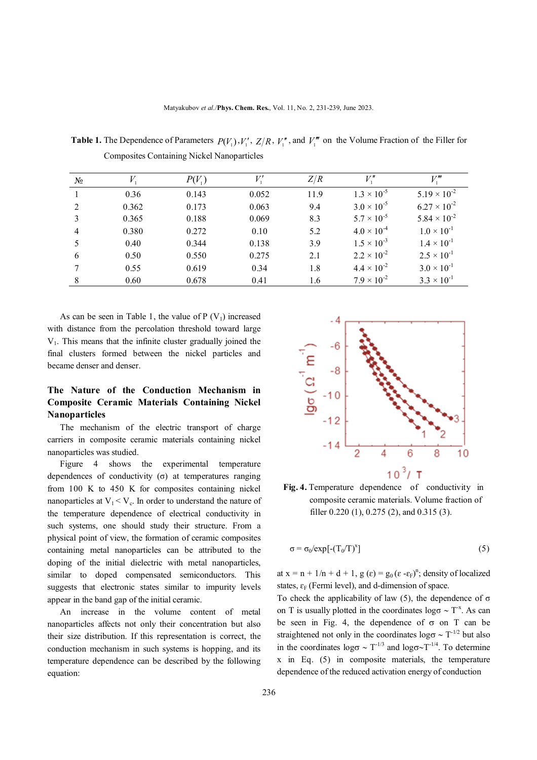**Table 1.** The Dependence of Parameters $P(V_1)$, $V_1'$, $Z/R$, $V_1''$, and $V_1'''$ on the Volume Fraction of the Filler for Composites Containing Nickel Nanoparticles

| № | $V_1$ | $P(V_1)$ | $V_1'$ | $Z/R$ | $V_1''$ | $V_1'''$ |
|---|---|---|---|---|---|---|
| 1 | 0.36 | 0.143 | 0.052 | 11.9 | $1.3 \times 10^{-5}$ | $5.19 \times 10^{-2}$ |
| 2 | 0.362 | 0.173 | 0.063 | 9.4 | $3.0 \times 10^{-5}$ | $6.27 \times 10^{-2}$ |
| 3 | 0.365 | 0.188 | 0.069 | 8.3 | $5.7 \times 10^{-5}$ | $5.84 \times 10^{-2}$ |
| 4 | 0.380 | 0.272 | 0.10 | 5.2 | $4.0 \times 10^{-4}$ | $1.0 \times 10^{-1}$ |
| 5 | 0.40 | 0.344 | 0.138 | 3.9 | $1.5 \times 10^{-3}$ | $1.4 \times 10^{-1}$ |
| 6 | 0.50 | 0.550 | 0.275 | 2.1 | $2.2 \times 10^{-2}$ | $2.5 \times 10^{-1}$ |
| 7 | 0.55 | 0.619 | 0.34 | 1.8 | $4.4 \times 10^{-2}$ | $3.0 \times 10^{-1}$ |
| 8 | 0.60 | 0.678 | 0.41 | 1.6 | $7.9 \times 10^{-2}$ | $3.3 \times 10^{-1}$ |

As can be seen in Table 1, the value of P ($V_1$) increased with distance from the percolation threshold toward large $V_1$. This means that the infinite cluster gradually joined the final clusters formed between the nickel particles and became denser and denser.

## The Nature of the Conduction Mechanism in Composite Ceramic Materials Containing Nickel Nanoparticles

The mechanism of the electric transport of charge carriers in composite ceramic materials containing nickel nanoparticles was studied.

Figure 4 shows the experimental temperature dependences of conductivity ($\sigma$) at temperatures ranging from 100 K to 450 K for composites containing nickel nanoparticles at $V_1 < V_c$. In order to understand the nature of the temperature dependence of electrical conductivity in such systems, one should study their structure. From a physical point of view, the formation of ceramic composites containing metal nanoparticles can be attributed to the doping of the initial dielectric with metal nanoparticles, similar to doped compensated semiconductors. This suggests that electronic states similar to impurity levels appear in the band gap of the initial ceramic.

An increase in the volume content of metal nanoparticles affects not only their concentration but also their size distribution. If this representation is correct, the conduction mechanism in such systems is hopping, and its temperature dependence can be described by the following equation:

**Fig. 4.** Temperature dependence of conductivity in composite ceramic materials. Volume fraction of filler 0.220 (1), 0.275 (2), and 0.315 (3).

$$\sigma = \sigma_0/\exp[-(T_0/T)^x] \tag{5}$$

at $x = n + 1/n + d + 1$, $g(\varepsilon) = g_0(\varepsilon - \varepsilon_F)^n$; density of localized states, $\varepsilon_F$ (Fermi level), and d-dimension of space.

To check the applicability of law (5), the dependence of $\sigma$ on T is usually plotted in the coordinates $\log\sigma \sim T^{-x}$. As can be seen in Fig. 4, the dependence of $\sigma$ on T can be straightened not only in the coordinates $\log\sigma \sim T^{-1/2}$ but also in the coordinates $\log\sigma \sim T^{-1/3}$ and $\log\sigma \sim T^{-1/4}$. To determine x in Eq. (5) in composite materials, the temperature dependence of the reduced activation energy of conduction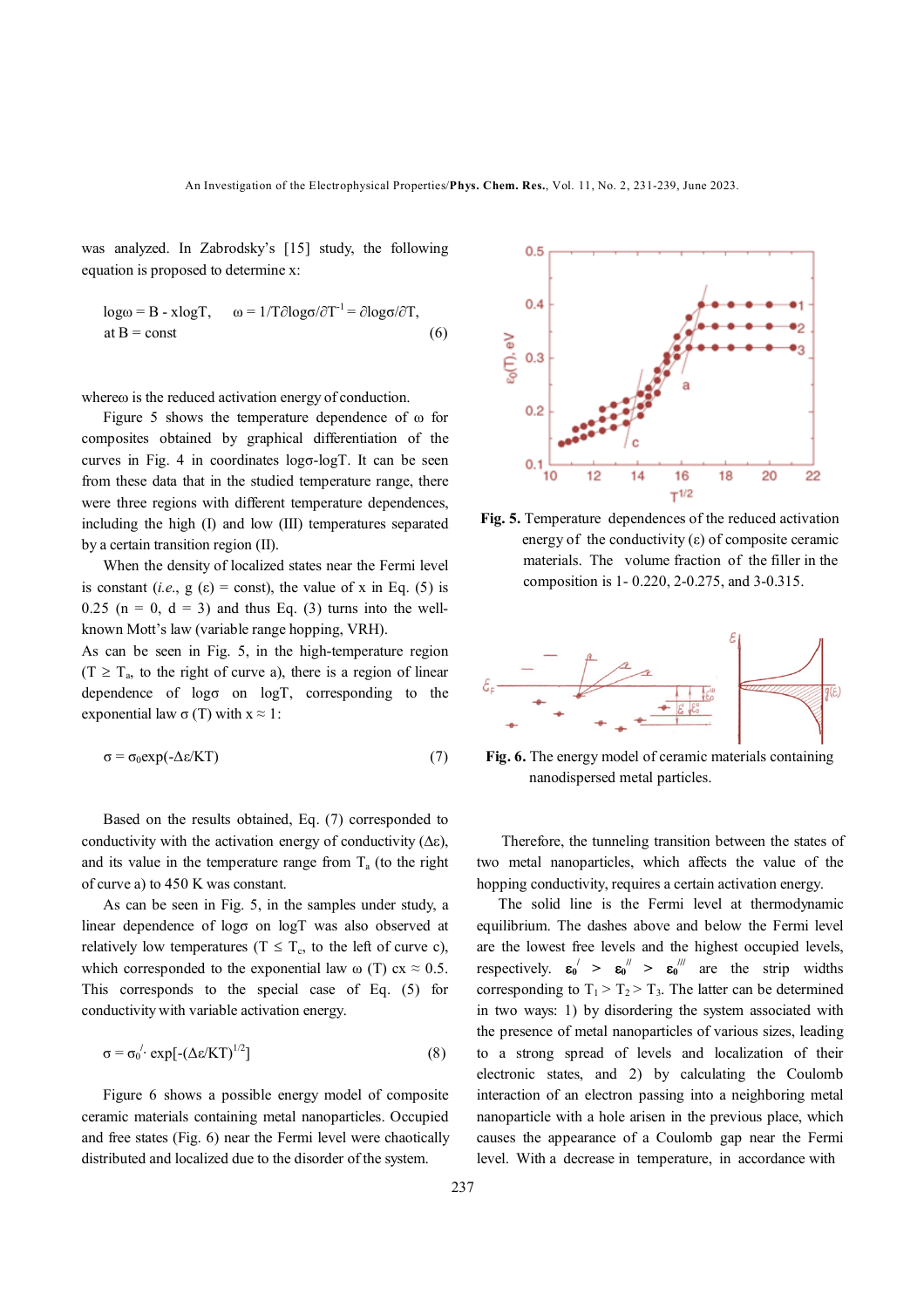was analyzed. In Zabrodsky's [15] study, the following equation is proposed to determine x:

$$\log\omega = B - x\log T, \quad \omega = 1/T\partial\log\sigma/\partial T^{-1} = \partial\log\sigma/\partial T, \text{ at } B = \text{const} \tag{6}$$

where ω is the reduced activation energy of conduction.

Figure 5 shows the temperature dependence of ω for composites obtained by graphical differentiation of the curves in Fig. 4 in coordinates logσ-logT. It can be seen from these data that in the studied temperature range, there were three regions with different temperature dependences, including the high (I) and low (III) temperatures separated by a certain transition region (II).

When the density of localized states near the Fermi level is constant (*i.e.*, g (ε) = const), the value of x in Eq. (5) is 0.25 (n = 0, d = 3) and thus Eq. (3) turns into the well-known Mott's law (variable range hopping, VRH).

As can be seen in Fig. 5, in the high-temperature region ($T \geq T_a$, to the right of curve a), there is a region of linear dependence of logσ on logT, corresponding to the exponential law σ (T) with x ≈ 1:

$$\sigma = \sigma_0\exp(-\Delta\varepsilon/KT) \tag{7}$$

Based on the results obtained, Eq. (7) corresponded to conductivity with the activation energy of conductivity (Δε), and its value in the temperature range from $T_a$ (to the right of curve a) to 450 K was constant.

As can be seen in Fig. 5, in the samples under study, a linear dependence of logσ on logT was also observed at relatively low temperatures ($T \leq T_c$, to the left of curve c), which corresponded to the exponential law ω (T) cx ≈ 0.5. This corresponds to the special case of Eq. (5) for conductivity with variable activation energy.

$$\sigma = \sigma_0^{/}\cdot \exp[-(\Delta\varepsilon/KT)^{1/2}] \tag{8}$$

Figure 6 shows a possible energy model of composite ceramic materials containing metal nanoparticles. Occupied and free states (Fig. 6) near the Fermi level were chaotically distributed and localized due to the disorder of the system.

**Fig. 5.** Temperature dependences of the reduced activation energy of the conductivity (ε) of composite ceramic materials. The volume fraction of the filler in the composition is 1- 0.220, 2-0.275, and 3-0.315.

**Fig. 6.** The energy model of ceramic materials containing nanodispersed metal particles.

Therefore, the tunneling transition between the states of two metal nanoparticles, which affects the value of the hopping conductivity, requires a certain activation energy.

The solid line is the Fermi level at thermodynamic equilibrium. The dashes above and below the Fermi level are the lowest free levels and the highest occupied levels, respectively. $\varepsilon_0^{/} > \varepsilon_0^{//} > \varepsilon_0^{///}$ are the strip widths corresponding to $T_1 > T_2 > T_3$. The latter can be determined in two ways: 1) by disordering the system associated with the presence of metal nanoparticles of various sizes, leading to a strong spread of levels and localization of their electronic states, and 2) by calculating the Coulomb interaction of an electron passing into a neighboring metal nanoparticle with a hole arisen in the previous place, which causes the appearance of a Coulomb gap near the Fermi level. With a decrease in temperature, in accordance with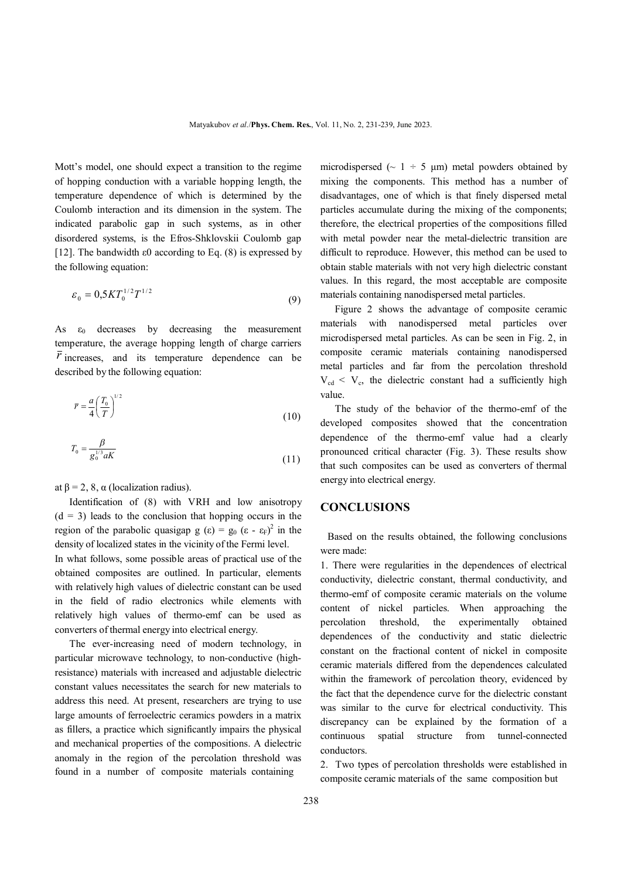Mott's model, one should expect a transition to the regime of hopping conduction with a variable hopping length, the temperature dependence of which is determined by the Coulomb interaction and its dimension in the system. The indicated parabolic gap in such systems, as in other disordered systems, is the Efros-Shklovskii Coulomb gap [12]. The bandwidth ε0 according to Eq. (8) is expressed by the following equation:

$$\varepsilon_0 = 0{,}5KT_0^{1/2}T^{1/2} \tag{9}$$

As $\varepsilon_0$ decreases by decreasing the measurement temperature, the average hopping length of charge carriers $\bar{r}$ increases, and its temperature dependence can be described by the following equation:

$$\bar{r} = \frac{a}{4}\left(\frac{T_0}{T}\right)^{1/2} \tag{10}$$

$$T_0 = \frac{\beta}{g_0^{1/3}aK} \tag{11}$$

at β = 2, 8, α (localization radius).

Identification of (8) with VRH and low anisotropy (d = 3) leads to the conclusion that hopping occurs in the region of the parabolic quasigap $g(\varepsilon) = g_0(\varepsilon - \varepsilon_F)^2$ in the density of localized states in the vicinity of the Fermi level.

In what follows, some possible areas of practical use of the obtained composites are outlined. In particular, elements with relatively high values of dielectric constant can be used in the field of radio electronics while elements with relatively high values of thermo-emf can be used as converters of thermal energy into electrical energy.

The ever-increasing need of modern technology, in particular microwave technology, to non-conductive (high-resistance) materials with increased and adjustable dielectric constant values necessitates the search for new materials to address this need. At present, researchers are trying to use large amounts of ferroelectric ceramics powders in a matrix as fillers, a practice which significantly impairs the physical and mechanical properties of the compositions. A dielectric anomaly in the region of the percolation threshold was found in a number of composite materials containing microdispersed (~ 1 ÷ 5 μm) metal powders obtained by mixing the components. This method has a number of disadvantages, one of which is that finely dispersed metal particles accumulate during the mixing of the components; therefore, the electrical properties of the compositions filled with metal powder near the metal-dielectric transition are difficult to reproduce. However, this method can be used to obtain stable materials with not very high dielectric constant values. In this regard, the most acceptable are composite materials containing nanodispersed metal particles.

Figure 2 shows the advantage of composite ceramic materials with nanodispersed metal particles over microdispersed metal particles. As can be seen in Fig. 2, in composite ceramic materials containing nanodispersed metal particles and far from the percolation threshold $V_{cd} < V_c$, the dielectric constant had a sufficiently high value.

The study of the behavior of the thermo-emf of the developed composites showed that the concentration dependence of the thermo-emf value had a clearly pronounced critical character (Fig. 3). These results show that such composites can be used as converters of thermal energy into electrical energy.

## CONCLUSIONS

Based on the results obtained, the following conclusions were made:

1. There were regularities in the dependences of electrical conductivity, dielectric constant, thermal conductivity, and thermo-emf of composite ceramic materials on the volume content of nickel particles. When approaching the percolation threshold, the experimentally obtained dependences of the conductivity and static dielectric constant on the fractional content of nickel in composite ceramic materials differed from the dependences calculated within the framework of percolation theory, evidenced by the fact that the dependence curve for the dielectric constant was similar to the curve for electrical conductivity. This discrepancy can be explained by the formation of a continuous spatial structure from tunnel-connected conductors.
2. Two types of percolation thresholds were established in composite ceramic materials of the same composition but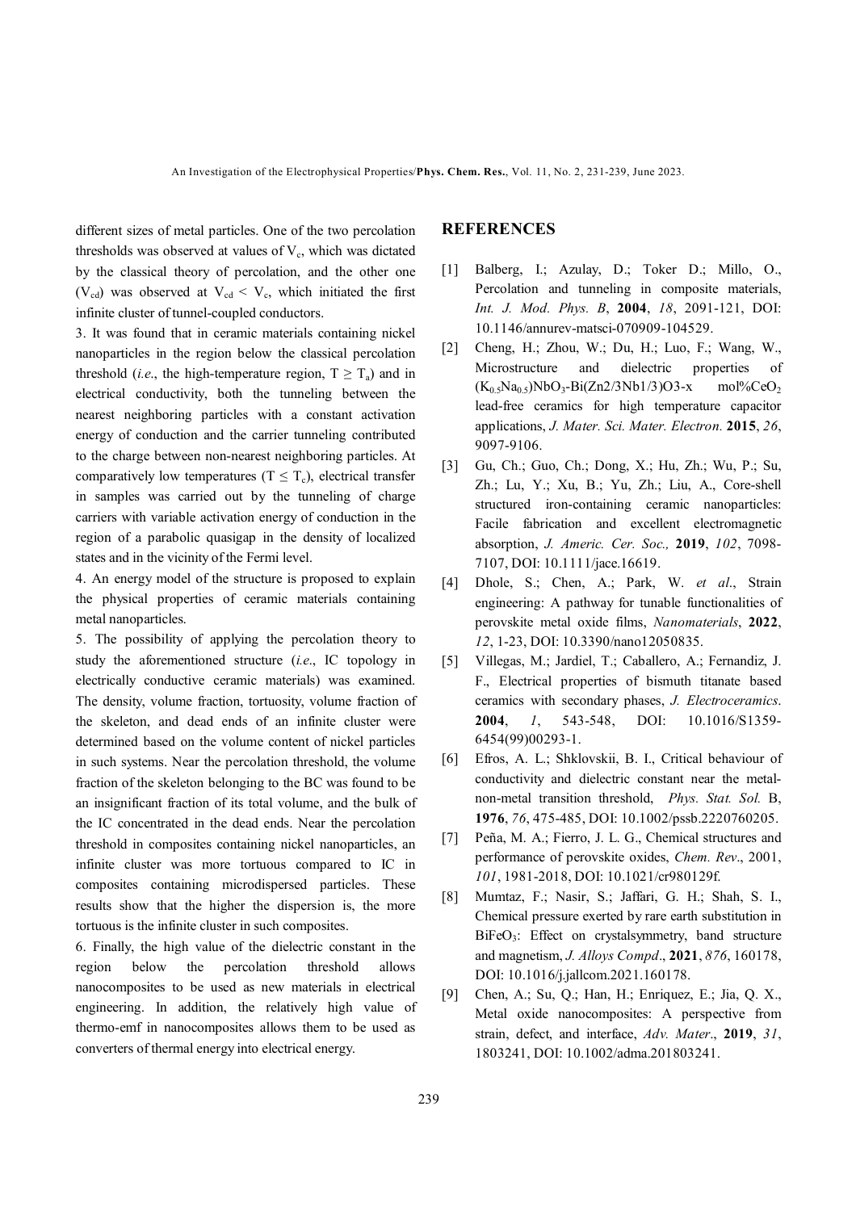different sizes of metal particles. One of the two percolation thresholds was observed at values of $V_c$, which was dictated by the classical theory of percolation, and the other one ($V_{cd}$) was observed at $V_{cd} < V_c$, which initiated the first infinite cluster of tunnel-coupled conductors.

3. It was found that in ceramic materials containing nickel nanoparticles in the region below the classical percolation threshold (*i.e.*, the high-temperature region, $T \geq T_a$) and in electrical conductivity, both the tunneling between the nearest neighboring particles with a constant activation energy of conduction and the carrier tunneling contributed to the charge between non-nearest neighboring particles. At comparatively low temperatures ($T \leq T_c$), electrical transfer in samples was carried out by the tunneling of charge carriers with variable activation energy of conduction in the region of a parabolic quasigap in the density of localized states and in the vicinity of the Fermi level.

4. An energy model of the structure is proposed to explain the physical properties of ceramic materials containing metal nanoparticles.

5. The possibility of applying the percolation theory to study the aforementioned structure (*i.e.*, IC topology in electrically conductive ceramic materials) was examined. The density, volume fraction, tortuosity, volume fraction of the skeleton, and dead ends of an infinite cluster were determined based on the volume content of nickel particles in such systems. Near the percolation threshold, the volume fraction of the skeleton belonging to the BC was found to be an insignificant fraction of its total volume, and the bulk of the IC concentrated in the dead ends. Near the percolation threshold in composites containing nickel nanoparticles, an infinite cluster was more tortuous compared to IC in composites containing microdispersed particles. These results show that the higher the dispersion is, the more tortuous is the infinite cluster in such composites.

6. Finally, the high value of the dielectric constant in the region below the percolation threshold allows nanocomposites to be used as new materials in electrical engineering. In addition, the relatively high value of thermo-emf in nanocomposites allows them to be used as converters of thermal energy into electrical energy.

## REFERENCES

[1] Balberg, I.; Azulay, D.; Toker D.; Millo, O., Percolation and tunneling in composite materials, *Int. J. Mod. Phys. B*, **2004**, *18*, 2091-121, DOI: 10.1146/annurev-matsci-070909-104529.

[2] Cheng, H.; Zhou, W.; Du, H.; Luo, F.; Wang, W., Microstructure and dielectric properties of $(K_{0.5}Na_{0.5})NbO_3$-Bi(Zn2/3Nb1/3)O3-x mol%$CeO_2$ lead-free ceramics for high temperature capacitor applications, *J. Mater. Sci. Mater. Electron.* **2015**, *26*, 9097-9106.

[3] Gu, Ch.; Guo, Ch.; Dong, X.; Hu, Zh.; Wu, P.; Su, Zh.; Lu, Y.; Xu, B.; Yu, Zh.; Liu, A., Core-shell structured iron-containing ceramic nanoparticles: Facile fabrication and excellent electromagnetic absorption, *J. Americ. Cer. Soc.,* **2019**, *102*, 7098-7107, DOI: 10.1111/jace.16619.

[4] Dhole, S.; Chen, A.; Park, W. *et al*., Strain engineering: A pathway for tunable functionalities of perovskite metal oxide films, *Nanomaterials*, **2022**, *12*, 1-23, DOI: 10.3390/nano12050835.

[5] Villegas, M.; Jardiel, T.; Caballero, A.; Fernandiz, J. F., Electrical properties of bismuth titanate based ceramics with secondary phases, *J. Electroceramics*. **2004**, *1*, 543-548, DOI: 10.1016/S1359-6454(99)00293-1.

[6] Efros, A. L.; Shklovskii, B. I., Critical behaviour of conductivity and dielectric constant near the metal-non-metal transition threshold, *Phys. Stat. Sol.* B, **1976**, *76*, 475-485, DOI: 10.1002/pssb.2220760205.

[7] Peña, M. A.; Fierro, J. L. G., Chemical structures and performance of perovskite oxides, *Chem. Rev*., 2001, *101*, 1981-2018, DOI: 10.1021/cr980129f.

[8] Mumtaz, F.; Nasir, S.; Jaffari, G. H.; Shah, S. I., Chemical pressure exerted by rare earth substitution in $BiFeO_3$: Effect on crystalsymmetry, band structure and magnetism, *J. Alloys Compd*., **2021**, *876*, 160178, DOI: 10.1016/j.jallcom.2021.160178.

[9] Chen, A.; Su, Q.; Han, H.; Enriquez, E.; Jia, Q. X., Metal oxide nanocomposites: A perspective from strain, defect, and interface, *Adv. Mater*., **2019**, *31*, 1803241, DOI: 10.1002/adma.201803241.